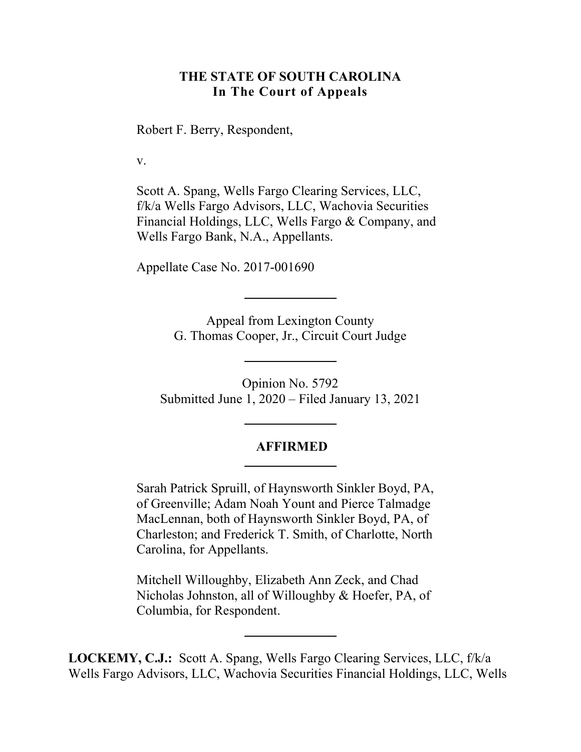**THE STATE OF SOUTH CAROLINA**
**In The Court of Appeals**

Robert F. Berry, Respondent,

v.

Scott A. Spang, Wells Fargo Clearing Services, LLC, f/k/a Wells Fargo Advisors, LLC, Wachovia Securities Financial Holdings, LLC, Wells Fargo & Company, and Wells Fargo Bank, N.A., Appellants.

Appellate Case No. 2017-001690

---

Appeal from Lexington County
G. Thomas Cooper, Jr., Circuit Court Judge

---

Opinion No. 5792
Submitted June 1, 2020 – Filed January 13, 2021

---

**AFFIRMED**

---

Sarah Patrick Spruill, of Haynsworth Sinkler Boyd, PA, of Greenville; Adam Noah Yount and Pierce Talmadge MacLennan, both of Haynsworth Sinkler Boyd, PA, of Charleston; and Frederick T. Smith, of Charlotte, North Carolina, for Appellants.

Mitchell Willoughby, Elizabeth Ann Zeck, and Chad Nicholas Johnston, all of Willoughby & Hoefer, PA, of Columbia, for Respondent.

---

**LOCKEMY, C.J.:** Scott A. Spang, Wells Fargo Clearing Services, LLC, f/k/a Wells Fargo Advisors, LLC, Wachovia Securities Financial Holdings, LLC, Wells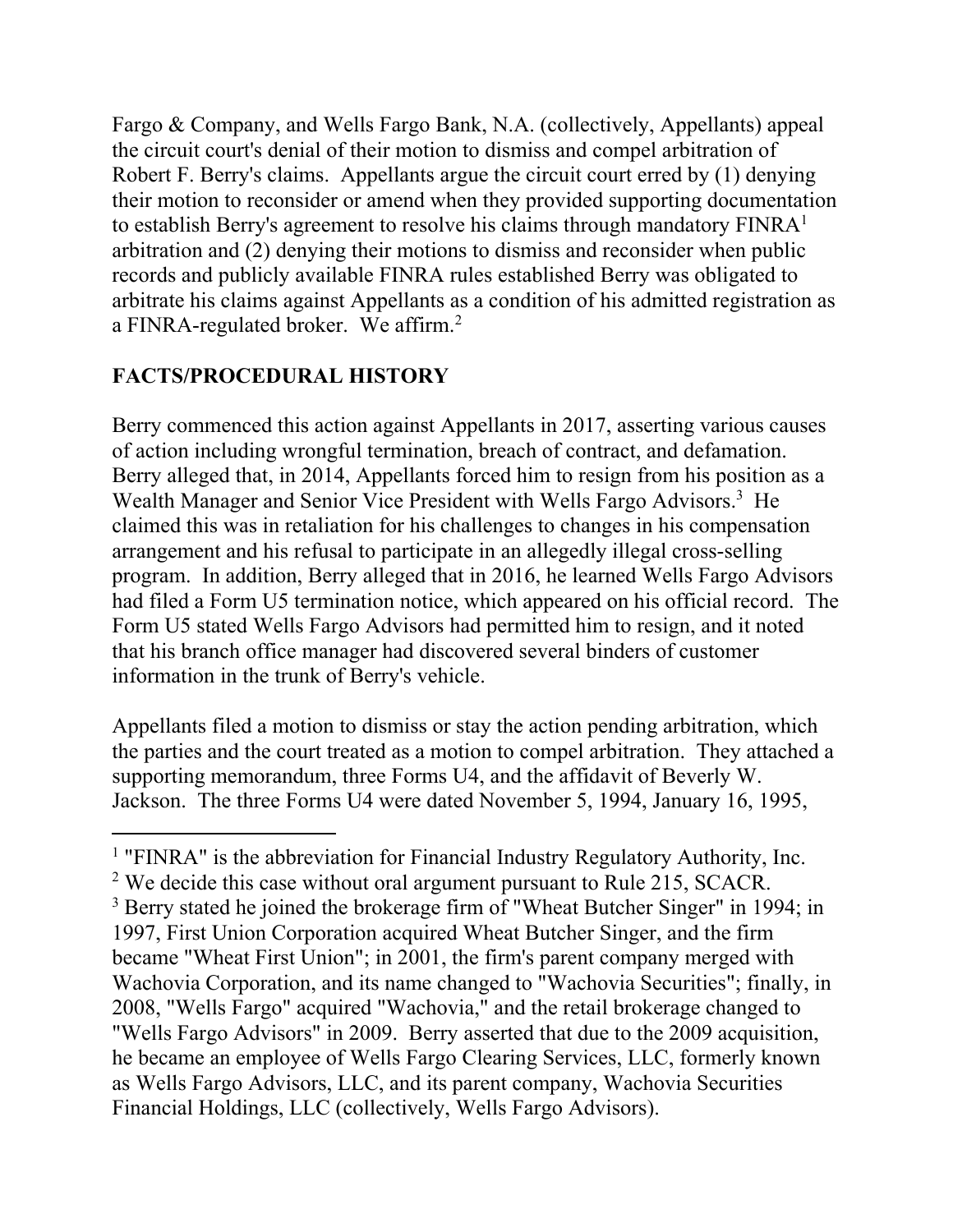Fargo & Company, and Wells Fargo Bank, N.A. (collectively, Appellants) appeal the circuit court's denial of their motion to dismiss and compel arbitration of Robert F. Berry's claims. Appellants argue the circuit court erred by (1) denying their motion to reconsider or amend when they provided supporting documentation to establish Berry's agreement to resolve his claims through mandatory FINRA[1] arbitration and (2) denying their motions to dismiss and reconsider when public records and publicly available FINRA rules established Berry was obligated to arbitrate his claims against Appellants as a condition of his admitted registration as a FINRA-regulated broker. We affirm.[2]

## FACTS/PROCEDURAL HISTORY

Berry commenced this action against Appellants in 2017, asserting various causes of action including wrongful termination, breach of contract, and defamation. Berry alleged that, in 2014, Appellants forced him to resign from his position as a Wealth Manager and Senior Vice President with Wells Fargo Advisors.[3] He claimed this was in retaliation for his challenges to changes in his compensation arrangement and his refusal to participate in an allegedly illegal cross-selling program. In addition, Berry alleged that in 2016, he learned Wells Fargo Advisors had filed a Form U5 termination notice, which appeared on his official record. The Form U5 stated Wells Fargo Advisors had permitted him to resign, and it noted that his branch office manager had discovered several binders of customer information in the trunk of Berry's vehicle.

Appellants filed a motion to dismiss or stay the action pending arbitration, which the parties and the court treated as a motion to compel arbitration. They attached a supporting memorandum, three Forms U4, and the affidavit of Beverly W. Jackson. The three Forms U4 were dated November 5, 1994, January 16, 1995,

---

[1] "FINRA" is the abbreviation for Financial Industry Regulatory Authority, Inc.

[2] We decide this case without oral argument pursuant to Rule 215, SCACR.

[3] Berry stated he joined the brokerage firm of "Wheat Butcher Singer" in 1994; in 1997, First Union Corporation acquired Wheat Butcher Singer, and the firm became "Wheat First Union"; in 2001, the firm's parent company merged with Wachovia Corporation, and its name changed to "Wachovia Securities"; finally, in 2008, "Wells Fargo" acquired "Wachovia," and the retail brokerage changed to "Wells Fargo Advisors" in 2009. Berry asserted that due to the 2009 acquisition, he became an employee of Wells Fargo Clearing Services, LLC, formerly known as Wells Fargo Advisors, LLC, and its parent company, Wachovia Securities Financial Holdings, LLC (collectively, Wells Fargo Advisors).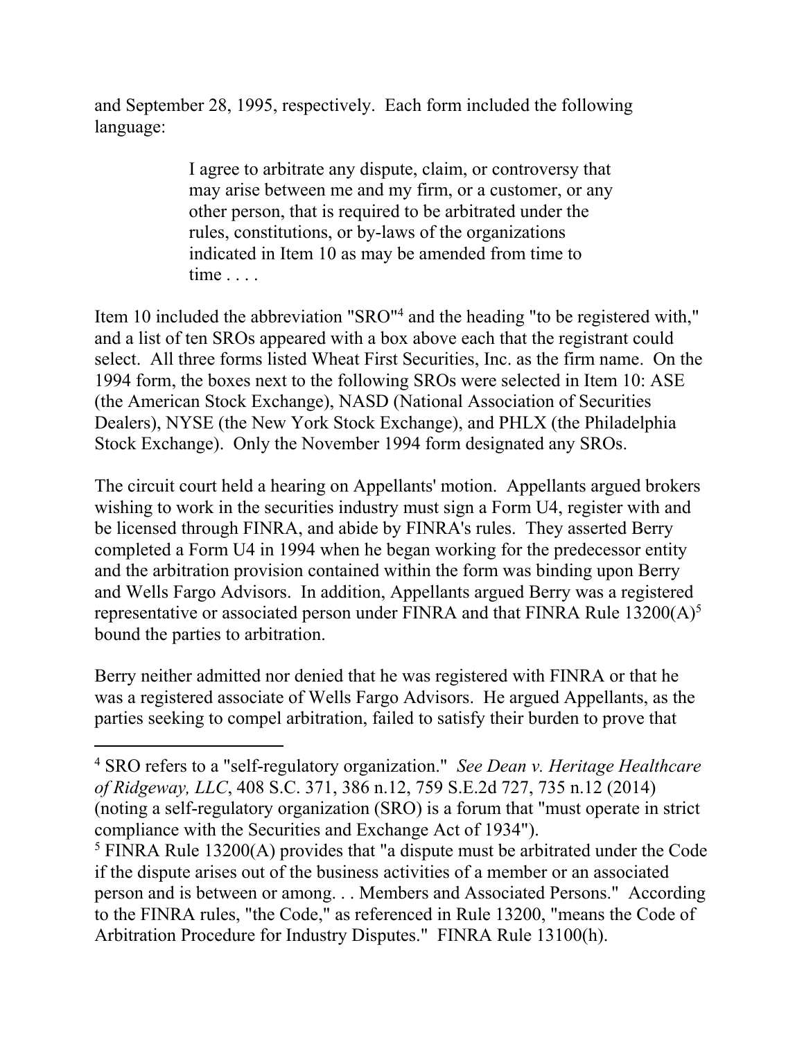and September 28, 1995, respectively. Each form included the following language:

> I agree to arbitrate any dispute, claim, or controversy that may arise between me and my firm, or a customer, or any other person, that is required to be arbitrated under the rules, constitutions, or by-laws of the organizations indicated in Item 10 as may be amended from time to time . . . .

Item 10 included the abbreviation "SRO"[4] and the heading "to be registered with," and a list of ten SROs appeared with a box above each that the registrant could select. All three forms listed Wheat First Securities, Inc. as the firm name. On the 1994 form, the boxes next to the following SROs were selected in Item 10: ASE (the American Stock Exchange), NASD (National Association of Securities Dealers), NYSE (the New York Stock Exchange), and PHLX (the Philadelphia Stock Exchange). Only the November 1994 form designated any SROs.

The circuit court held a hearing on Appellants' motion. Appellants argued brokers wishing to work in the securities industry must sign a Form U4, register with and be licensed through FINRA, and abide by FINRA's rules. They asserted Berry completed a Form U4 in 1994 when he began working for the predecessor entity and the arbitration provision contained within the form was binding upon Berry and Wells Fargo Advisors. In addition, Appellants argued Berry was a registered representative or associated person under FINRA and that FINRA Rule 13200(A)[5] bound the parties to arbitration.

Berry neither admitted nor denied that he was registered with FINRA or that he was a registered associate of Wells Fargo Advisors. He argued Appellants, as the parties seeking to compel arbitration, failed to satisfy their burden to prove that

---

[4] SRO refers to a "self-regulatory organization." *See Dean v. Heritage Healthcare of Ridgeway, LLC*, 408 S.C. 371, 386 n.12, 759 S.E.2d 727, 735 n.12 (2014) (noting a self-regulatory organization (SRO) is a forum that "must operate in strict compliance with the Securities and Exchange Act of 1934").

[5] FINRA Rule 13200(A) provides that "a dispute must be arbitrated under the Code if the dispute arises out of the business activities of a member or an associated person and is between or among. . . Members and Associated Persons." According to the FINRA rules, "the Code," as referenced in Rule 13200, "means the Code of Arbitration Procedure for Industry Disputes." FINRA Rule 13100(h).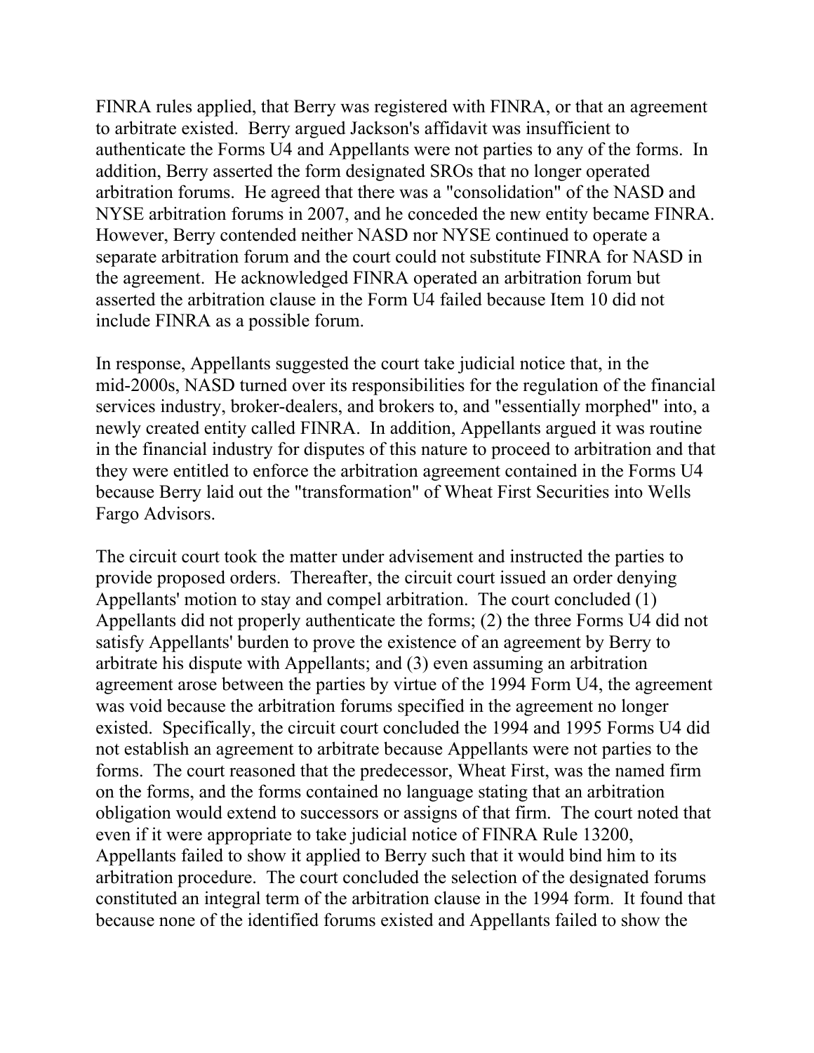FINRA rules applied, that Berry was registered with FINRA, or that an agreement to arbitrate existed. Berry argued Jackson's affidavit was insufficient to authenticate the Forms U4 and Appellants were not parties to any of the forms. In addition, Berry asserted the form designated SROs that no longer operated arbitration forums. He agreed that there was a "consolidation" of the NASD and NYSE arbitration forums in 2007, and he conceded the new entity became FINRA. However, Berry contended neither NASD nor NYSE continued to operate a separate arbitration forum and the court could not substitute FINRA for NASD in the agreement. He acknowledged FINRA operated an arbitration forum but asserted the arbitration clause in the Form U4 failed because Item 10 did not include FINRA as a possible forum.

In response, Appellants suggested the court take judicial notice that, in the mid-2000s, NASD turned over its responsibilities for the regulation of the financial services industry, broker-dealers, and brokers to, and "essentially morphed" into, a newly created entity called FINRA. In addition, Appellants argued it was routine in the financial industry for disputes of this nature to proceed to arbitration and that they were entitled to enforce the arbitration agreement contained in the Forms U4 because Berry laid out the "transformation" of Wheat First Securities into Wells Fargo Advisors.

The circuit court took the matter under advisement and instructed the parties to provide proposed orders. Thereafter, the circuit court issued an order denying Appellants' motion to stay and compel arbitration. The court concluded (1) Appellants did not properly authenticate the forms; (2) the three Forms U4 did not satisfy Appellants' burden to prove the existence of an agreement by Berry to arbitrate his dispute with Appellants; and (3) even assuming an arbitration agreement arose between the parties by virtue of the 1994 Form U4, the agreement was void because the arbitration forums specified in the agreement no longer existed. Specifically, the circuit court concluded the 1994 and 1995 Forms U4 did not establish an agreement to arbitrate because Appellants were not parties to the forms. The court reasoned that the predecessor, Wheat First, was the named firm on the forms, and the forms contained no language stating that an arbitration obligation would extend to successors or assigns of that firm. The court noted that even if it were appropriate to take judicial notice of FINRA Rule 13200, Appellants failed to show it applied to Berry such that it would bind him to its arbitration procedure. The court concluded the selection of the designated forums constituted an integral term of the arbitration clause in the 1994 form. It found that because none of the identified forums existed and Appellants failed to show the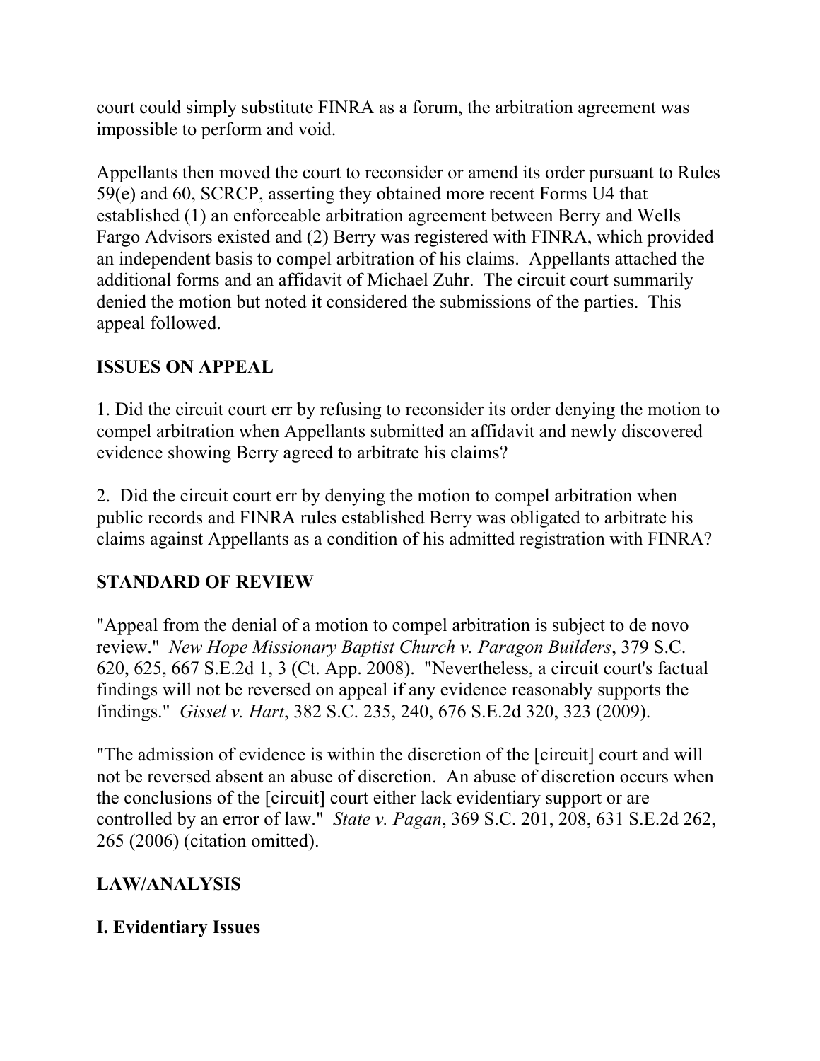court could simply substitute FINRA as a forum, the arbitration agreement was impossible to perform and void.

Appellants then moved the court to reconsider or amend its order pursuant to Rules 59(e) and 60, SCRCP, asserting they obtained more recent Forms U4 that established (1) an enforceable arbitration agreement between Berry and Wells Fargo Advisors existed and (2) Berry was registered with FINRA, which provided an independent basis to compel arbitration of his claims. Appellants attached the additional forms and an affidavit of Michael Zuhr. The circuit court summarily denied the motion but noted it considered the submissions of the parties. This appeal followed.

## ISSUES ON APPEAL

1. Did the circuit court err by refusing to reconsider its order denying the motion to compel arbitration when Appellants submitted an affidavit and newly discovered evidence showing Berry agreed to arbitrate his claims?

2. Did the circuit court err by denying the motion to compel arbitration when public records and FINRA rules established Berry was obligated to arbitrate his claims against Appellants as a condition of his admitted registration with FINRA?

## STANDARD OF REVIEW

"Appeal from the denial of a motion to compel arbitration is subject to de novo review." *New Hope Missionary Baptist Church v. Paragon Builders*, 379 S.C. 620, 625, 667 S.E.2d 1, 3 (Ct. App. 2008). "Nevertheless, a circuit court's factual findings will not be reversed on appeal if any evidence reasonably supports the findings." *Gissel v. Hart*, 382 S.C. 235, 240, 676 S.E.2d 320, 323 (2009).

"The admission of evidence is within the discretion of the [circuit] court and will not be reversed absent an abuse of discretion. An abuse of discretion occurs when the conclusions of the [circuit] court either lack evidentiary support or are controlled by an error of law." *State v. Pagan*, 369 S.C. 201, 208, 631 S.E.2d 262, 265 (2006) (citation omitted).

## LAW/ANALYSIS

### I. Evidentiary Issues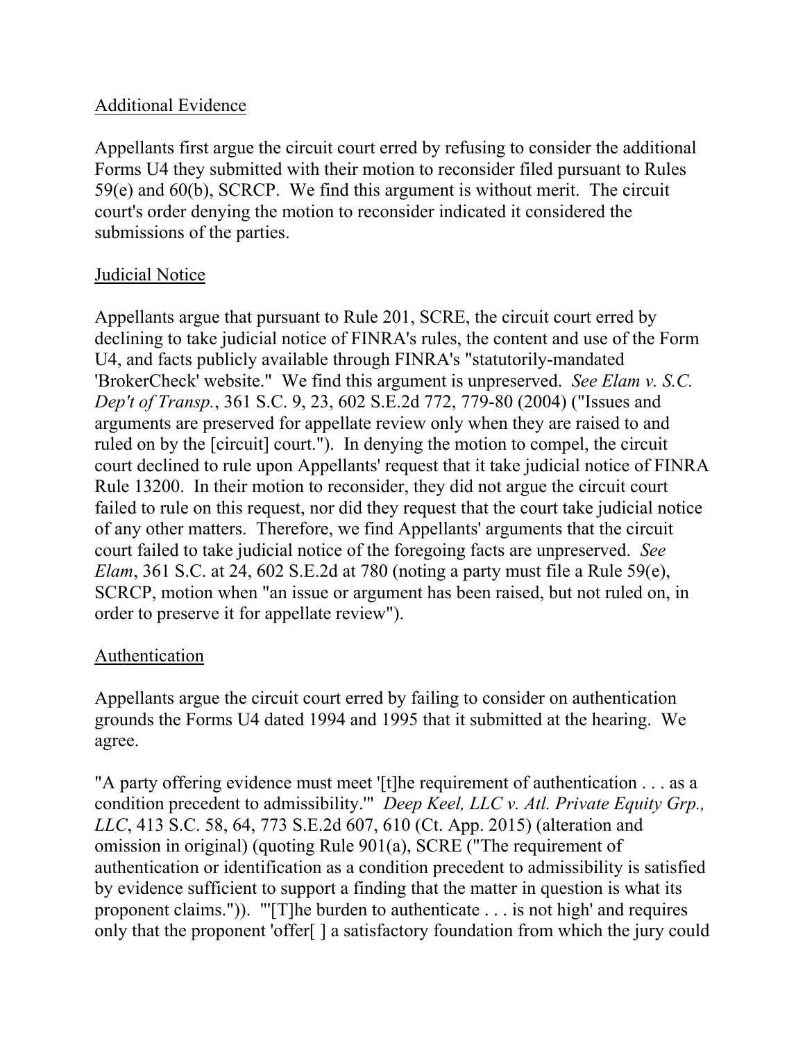Additional Evidence

Appellants first argue the circuit court erred by refusing to consider the additional Forms U4 they submitted with their motion to reconsider filed pursuant to Rules 59(e) and 60(b), SCRCP. We find this argument is without merit. The circuit court's order denying the motion to reconsider indicated it considered the submissions of the parties.

Judicial Notice

Appellants argue that pursuant to Rule 201, SCRE, the circuit court erred by declining to take judicial notice of FINRA's rules, the content and use of the Form U4, and facts publicly available through FINRA's "statutorily-mandated 'BrokerCheck' website." We find this argument is unpreserved. *See Elam v. S.C. Dep't of Transp.*, 361 S.C. 9, 23, 602 S.E.2d 772, 779-80 (2004) ("Issues and arguments are preserved for appellate review only when they are raised to and ruled on by the [circuit] court."). In denying the motion to compel, the circuit court declined to rule upon Appellants' request that it take judicial notice of FINRA Rule 13200. In their motion to reconsider, they did not argue the circuit court failed to rule on this request, nor did they request that the court take judicial notice of any other matters. Therefore, we find Appellants' arguments that the circuit court failed to take judicial notice of the foregoing facts are unpreserved. *See Elam*, 361 S.C. at 24, 602 S.E.2d at 780 (noting a party must file a Rule 59(e), SCRCP, motion when "an issue or argument has been raised, but not ruled on, in order to preserve it for appellate review").

Authentication

Appellants argue the circuit court erred by failing to consider on authentication grounds the Forms U4 dated 1994 and 1995 that it submitted at the hearing. We agree.

"A party offering evidence must meet '[t]he requirement of authentication . . . as a condition precedent to admissibility.'" *Deep Keel, LLC v. Atl. Private Equity Grp., LLC*, 413 S.C. 58, 64, 773 S.E.2d 607, 610 (Ct. App. 2015) (alteration and omission in original) (quoting Rule 901(a), SCRE ("The requirement of authentication or identification as a condition precedent to admissibility is satisfied by evidence sufficient to support a finding that the matter in question is what its proponent claims.")). "'[T]he burden to authenticate . . . is not high' and requires only that the proponent 'offer[ ] a satisfactory foundation from which the jury could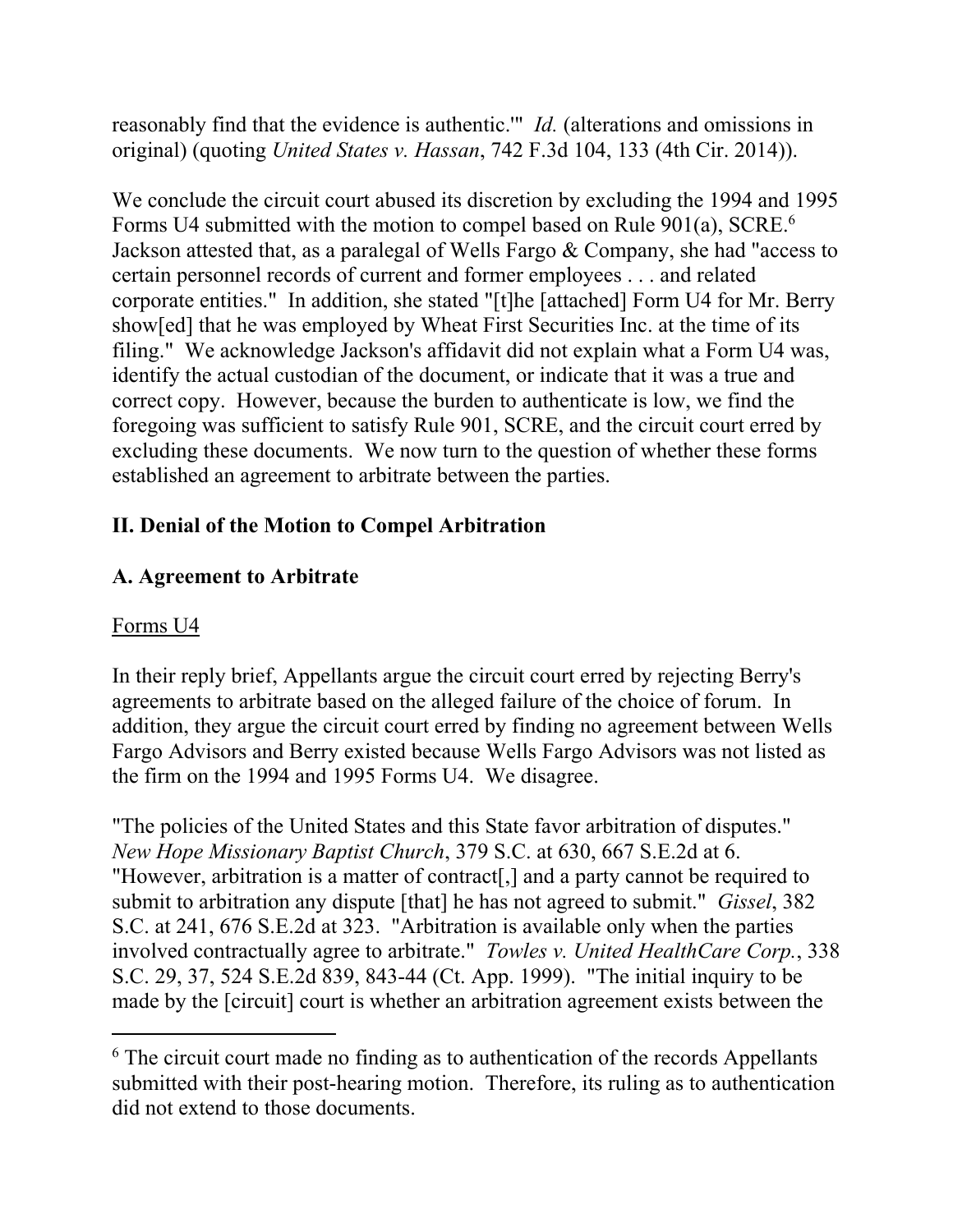reasonably find that the evidence is authentic.'" *Id.* (alterations and omissions in original) (quoting *United States v. Hassan*, 742 F.3d 104, 133 (4th Cir. 2014)).

We conclude the circuit court abused its discretion by excluding the 1994 and 1995 Forms U4 submitted with the motion to compel based on Rule 901(a), SCRE.[6] Jackson attested that, as a paralegal of Wells Fargo & Company, she had "access to certain personnel records of current and former employees . . . and related corporate entities." In addition, she stated "[t]he [attached] Form U4 for Mr. Berry show[ed] that he was employed by Wheat First Securities Inc. at the time of its filing." We acknowledge Jackson's affidavit did not explain what a Form U4 was, identify the actual custodian of the document, or indicate that it was a true and correct copy. However, because the burden to authenticate is low, we find the foregoing was sufficient to satisfy Rule 901, SCRE, and the circuit court erred by excluding these documents. We now turn to the question of whether these forms established an agreement to arbitrate between the parties.

## II. Denial of the Motion to Compel Arbitration

### A. Agreement to Arbitrate

Forms U4

In their reply brief, Appellants argue the circuit court erred by rejecting Berry's agreements to arbitrate based on the alleged failure of the choice of forum. In addition, they argue the circuit court erred by finding no agreement between Wells Fargo Advisors and Berry existed because Wells Fargo Advisors was not listed as the firm on the 1994 and 1995 Forms U4. We disagree.

"The policies of the United States and this State favor arbitration of disputes." *New Hope Missionary Baptist Church*, 379 S.C. at 630, 667 S.E.2d at 6. "However, arbitration is a matter of contract[,] and a party cannot be required to submit to arbitration any dispute [that] he has not agreed to submit." *Gissel*, 382 S.C. at 241, 676 S.E.2d at 323. "Arbitration is available only when the parties involved contractually agree to arbitrate." *Towles v. United HealthCare Corp.*, 338 S.C. 29, 37, 524 S.E.2d 839, 843-44 (Ct. App. 1999). "The initial inquiry to be made by the [circuit] court is whether an arbitration agreement exists between the

---

[6] The circuit court made no finding as to authentication of the records Appellants submitted with their post-hearing motion. Therefore, its ruling as to authentication did not extend to those documents.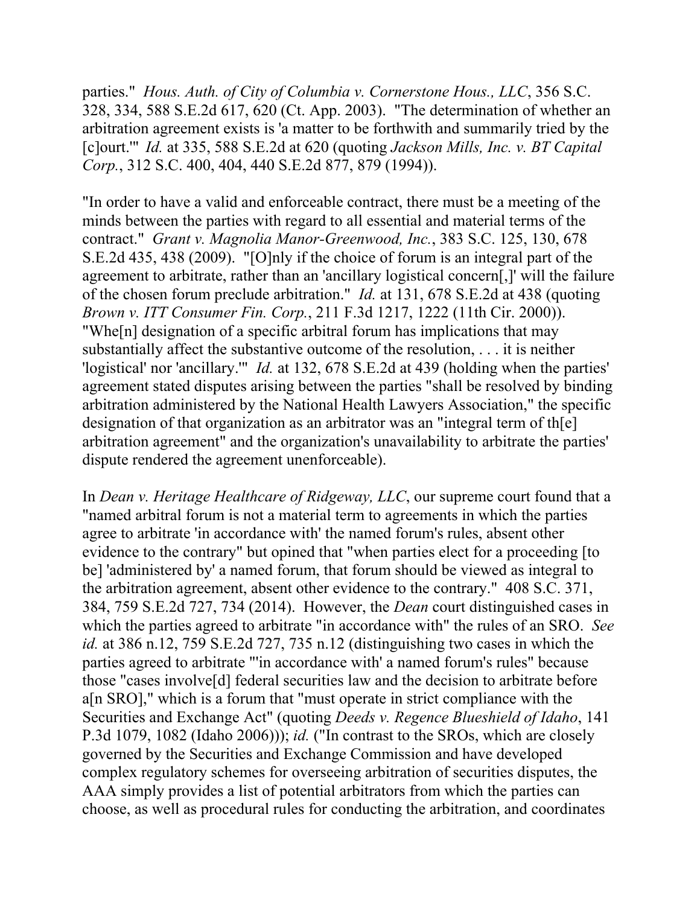parties." *Hous. Auth. of City of Columbia v. Cornerstone Hous., LLC*, 356 S.C. 328, 334, 588 S.E.2d 617, 620 (Ct. App. 2003). "The determination of whether an arbitration agreement exists is 'a matter to be forthwith and summarily tried by the [c]ourt.'" *Id.* at 335, 588 S.E.2d at 620 (quoting *Jackson Mills, Inc. v. BT Capital Corp.*, 312 S.C. 400, 404, 440 S.E.2d 877, 879 (1994)).

"In order to have a valid and enforceable contract, there must be a meeting of the minds between the parties with regard to all essential and material terms of the contract." *Grant v. Magnolia Manor-Greenwood, Inc.*, 383 S.C. 125, 130, 678 S.E.2d 435, 438 (2009). "[O]nly if the choice of forum is an integral part of the agreement to arbitrate, rather than an 'ancillary logistical concern[,]' will the failure of the chosen forum preclude arbitration." *Id.* at 131, 678 S.E.2d at 438 (quoting *Brown v. ITT Consumer Fin. Corp.*, 211 F.3d 1217, 1222 (11th Cir. 2000)). "Whe[n] designation of a specific arbitral forum has implications that may substantially affect the substantive outcome of the resolution, . . . it is neither 'logistical' nor 'ancillary.'" *Id.* at 132, 678 S.E.2d at 439 (holding when the parties' agreement stated disputes arising between the parties "shall be resolved by binding arbitration administered by the National Health Lawyers Association," the specific designation of that organization as an arbitrator was an "integral term of th[e] arbitration agreement" and the organization's unavailability to arbitrate the parties' dispute rendered the agreement unenforceable).

In *Dean v. Heritage Healthcare of Ridgeway, LLC*, our supreme court found that a "named arbitral forum is not a material term to agreements in which the parties agree to arbitrate 'in accordance with' the named forum's rules, absent other evidence to the contrary" but opined that "when parties elect for a proceeding [to be] 'administered by' a named forum, that forum should be viewed as integral to the arbitration agreement, absent other evidence to the contrary." 408 S.C. 371, 384, 759 S.E.2d 727, 734 (2014). However, the *Dean* court distinguished cases in which the parties agreed to arbitrate "in accordance with" the rules of an SRO. *See id.* at 386 n.12, 759 S.E.2d 727, 735 n.12 (distinguishing two cases in which the parties agreed to arbitrate "'in accordance with' a named forum's rules" because those "cases involve[d] federal securities law and the decision to arbitrate before a[n SRO]," which is a forum that "must operate in strict compliance with the Securities and Exchange Act" (quoting *Deeds v. Regence Blueshield of Idaho*, 141 P.3d 1079, 1082 (Idaho 2006))); *id.* ("In contrast to the SROs, which are closely governed by the Securities and Exchange Commission and have developed complex regulatory schemes for overseeing arbitration of securities disputes, the AAA simply provides a list of potential arbitrators from which the parties can choose, as well as procedural rules for conducting the arbitration, and coordinates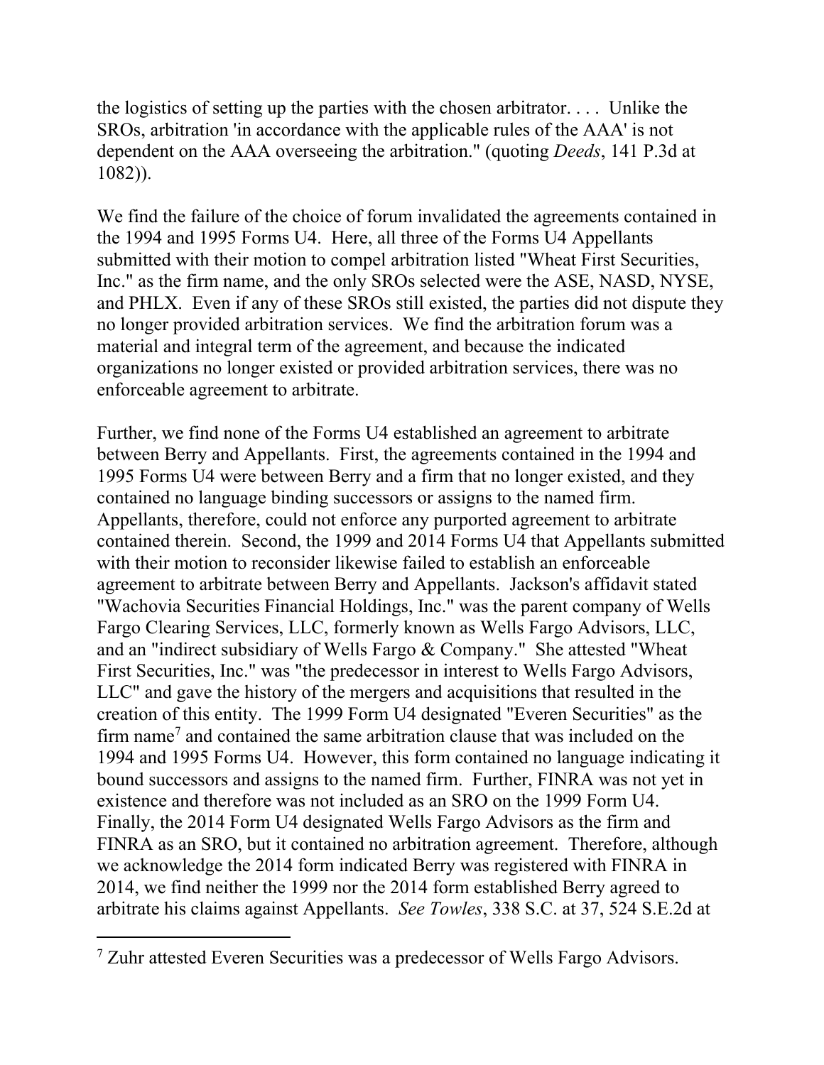the logistics of setting up the parties with the chosen arbitrator. . . . Unlike the SROs, arbitration 'in accordance with the applicable rules of the AAA' is not dependent on the AAA overseeing the arbitration." (quoting *Deeds*, 141 P.3d at 1082)).

We find the failure of the choice of forum invalidated the agreements contained in the 1994 and 1995 Forms U4. Here, all three of the Forms U4 Appellants submitted with their motion to compel arbitration listed "Wheat First Securities, Inc." as the firm name, and the only SROs selected were the ASE, NASD, NYSE, and PHLX. Even if any of these SROs still existed, the parties did not dispute they no longer provided arbitration services. We find the arbitration forum was a material and integral term of the agreement, and because the indicated organizations no longer existed or provided arbitration services, there was no enforceable agreement to arbitrate.

Further, we find none of the Forms U4 established an agreement to arbitrate between Berry and Appellants. First, the agreements contained in the 1994 and 1995 Forms U4 were between Berry and a firm that no longer existed, and they contained no language binding successors or assigns to the named firm. Appellants, therefore, could not enforce any purported agreement to arbitrate contained therein. Second, the 1999 and 2014 Forms U4 that Appellants submitted with their motion to reconsider likewise failed to establish an enforceable agreement to arbitrate between Berry and Appellants. Jackson's affidavit stated "Wachovia Securities Financial Holdings, Inc." was the parent company of Wells Fargo Clearing Services, LLC, formerly known as Wells Fargo Advisors, LLC, and an "indirect subsidiary of Wells Fargo & Company." She attested "Wheat First Securities, Inc." was "the predecessor in interest to Wells Fargo Advisors, LLC" and gave the history of the mergers and acquisitions that resulted in the creation of this entity. The 1999 Form U4 designated "Everen Securities" as the firm name[7] and contained the same arbitration clause that was included on the 1994 and 1995 Forms U4. However, this form contained no language indicating it bound successors and assigns to the named firm. Further, FINRA was not yet in existence and therefore was not included as an SRO on the 1999 Form U4. Finally, the 2014 Form U4 designated Wells Fargo Advisors as the firm and FINRA as an SRO, but it contained no arbitration agreement. Therefore, although we acknowledge the 2014 form indicated Berry was registered with FINRA in 2014, we find neither the 1999 nor the 2014 form established Berry agreed to arbitrate his claims against Appellants. *See Towles*, 338 S.C. at 37, 524 S.E.2d at

[7] Zuhr attested Everen Securities was a predecessor of Wells Fargo Advisors.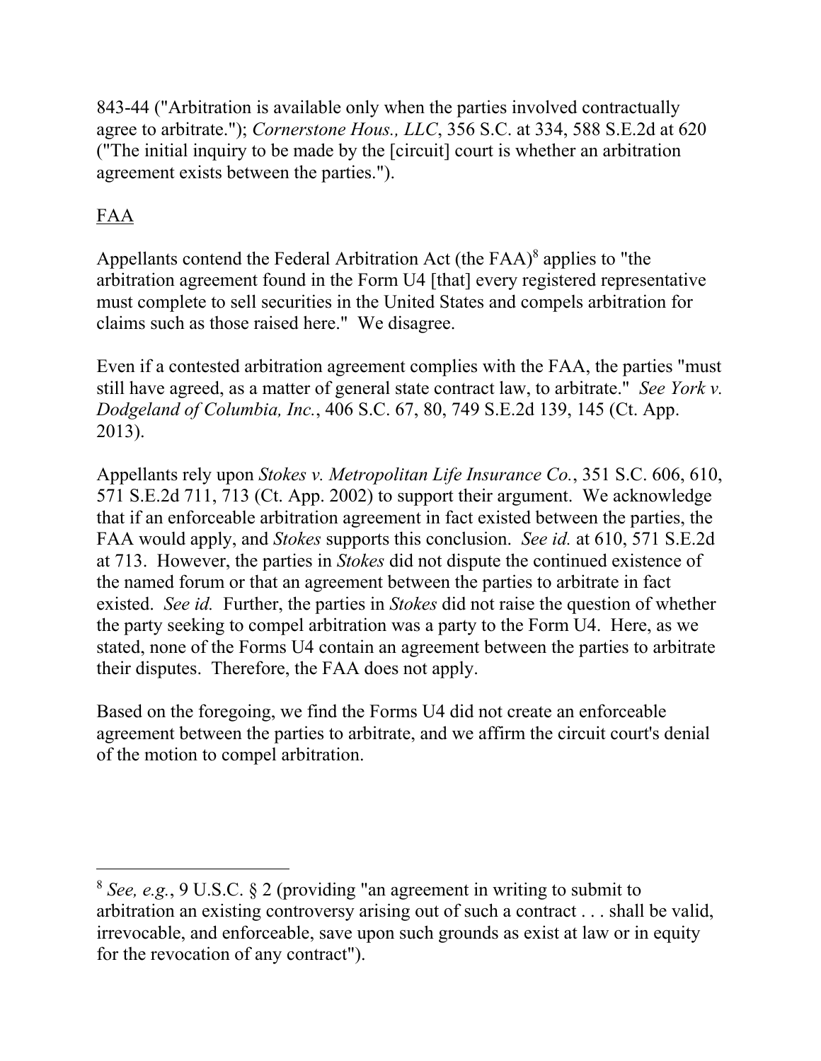843-44 ("Arbitration is available only when the parties involved contractually agree to arbitrate."); *Cornerstone Hous., LLC*, 356 S.C. at 334, 588 S.E.2d at 620 ("The initial inquiry to be made by the [circuit] court is whether an arbitration agreement exists between the parties.").

FAA

Appellants contend the Federal Arbitration Act (the FAA)[8] applies to "the arbitration agreement found in the Form U4 [that] every registered representative must complete to sell securities in the United States and compels arbitration for claims such as those raised here." We disagree.

Even if a contested arbitration agreement complies with the FAA, the parties "must still have agreed, as a matter of general state contract law, to arbitrate." *See York v. Dodgeland of Columbia, Inc.*, 406 S.C. 67, 80, 749 S.E.2d 139, 145 (Ct. App. 2013).

Appellants rely upon *Stokes v. Metropolitan Life Insurance Co.*, 351 S.C. 606, 610, 571 S.E.2d 711, 713 (Ct. App. 2002) to support their argument. We acknowledge that if an enforceable arbitration agreement in fact existed between the parties, the FAA would apply, and *Stokes* supports this conclusion. *See id.* at 610, 571 S.E.2d at 713. However, the parties in *Stokes* did not dispute the continued existence of the named forum or that an agreement between the parties to arbitrate in fact existed. *See id.* Further, the parties in *Stokes* did not raise the question of whether the party seeking to compel arbitration was a party to the Form U4. Here, as we stated, none of the Forms U4 contain an agreement between the parties to arbitrate their disputes. Therefore, the FAA does not apply.

Based on the foregoing, we find the Forms U4 did not create an enforceable agreement between the parties to arbitrate, and we affirm the circuit court's denial of the motion to compel arbitration.

---

[8] *See, e.g.*, 9 U.S.C. § 2 (providing "an agreement in writing to submit to arbitration an existing controversy arising out of such a contract . . . shall be valid, irrevocable, and enforceable, save upon such grounds as exist at law or in equity for the revocation of any contract").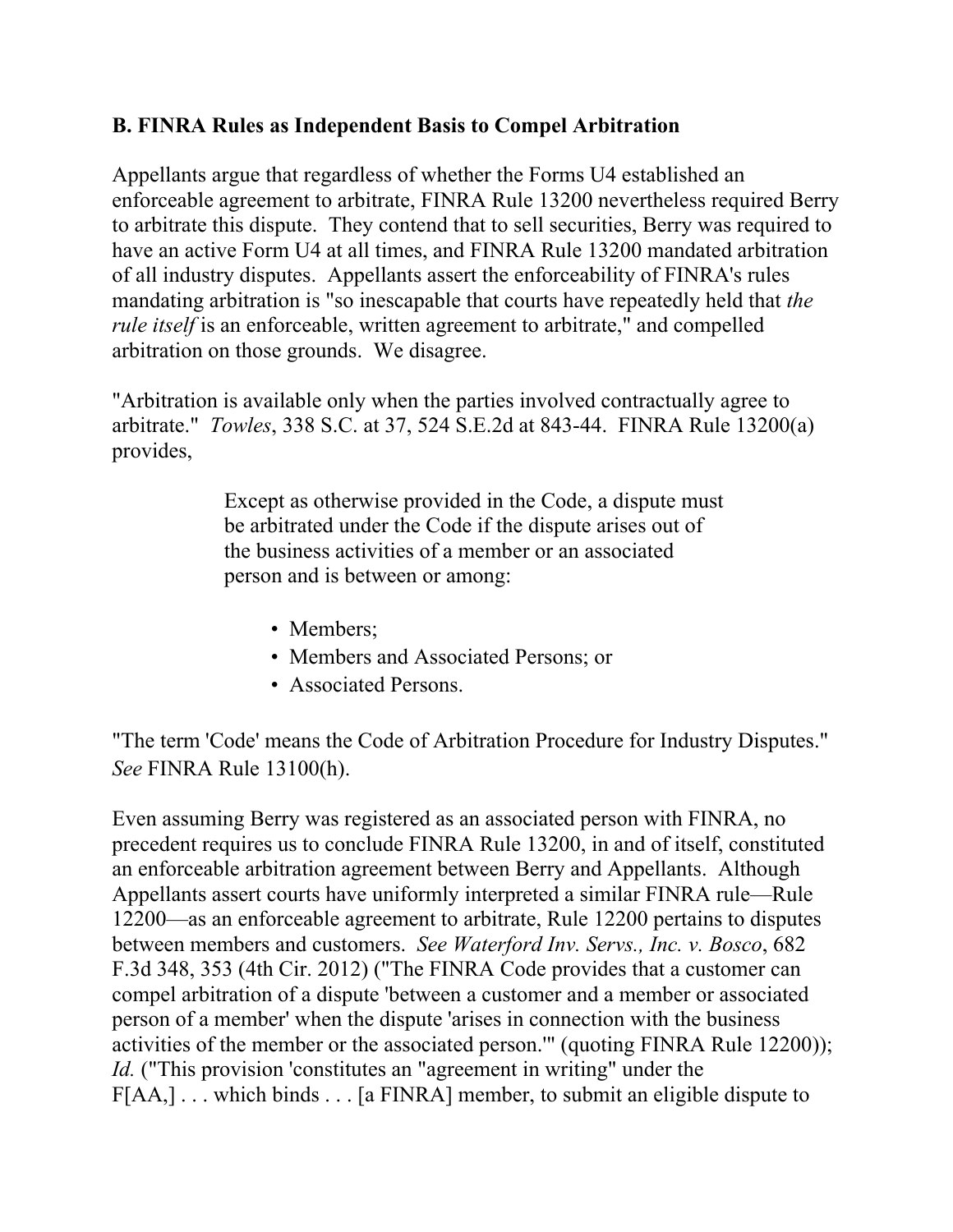**B. FINRA Rules as Independent Basis to Compel Arbitration**

Appellants argue that regardless of whether the Forms U4 established an enforceable agreement to arbitrate, FINRA Rule 13200 nevertheless required Berry to arbitrate this dispute. They contend that to sell securities, Berry was required to have an active Form U4 at all times, and FINRA Rule 13200 mandated arbitration of all industry disputes. Appellants assert the enforceability of FINRA's rules mandating arbitration is "so inescapable that courts have repeatedly held that *the rule itself* is an enforceable, written agreement to arbitrate," and compelled arbitration on those grounds. We disagree.

"Arbitration is available only when the parties involved contractually agree to arbitrate." *Towles*, 338 S.C. at 37, 524 S.E.2d at 843-44. FINRA Rule 13200(a) provides,

> Except as otherwise provided in the Code, a dispute must be arbitrated under the Code if the dispute arises out of the business activities of a member or an associated person and is between or among:
>
> - Members;
> - Members and Associated Persons; or
> - Associated Persons.

"The term 'Code' means the Code of Arbitration Procedure for Industry Disputes." *See* FINRA Rule 13100(h).

Even assuming Berry was registered as an associated person with FINRA, no precedent requires us to conclude FINRA Rule 13200, in and of itself, constituted an enforceable arbitration agreement between Berry and Appellants. Although Appellants assert courts have uniformly interpreted a similar FINRA rule—Rule 12200—as an enforceable agreement to arbitrate, Rule 12200 pertains to disputes between members and customers. *See Waterford Inv. Servs., Inc. v. Bosco*, 682 F.3d 348, 353 (4th Cir. 2012) ("The FINRA Code provides that a customer can compel arbitration of a dispute 'between a customer and a member or associated person of a member' when the dispute 'arises in connection with the business activities of the member or the associated person.'" (quoting FINRA Rule 12200)); *Id.* ("This provision 'constitutes an "agreement in writing" under the F[AA,] . . . which binds . . . [a FINRA] member, to submit an eligible dispute to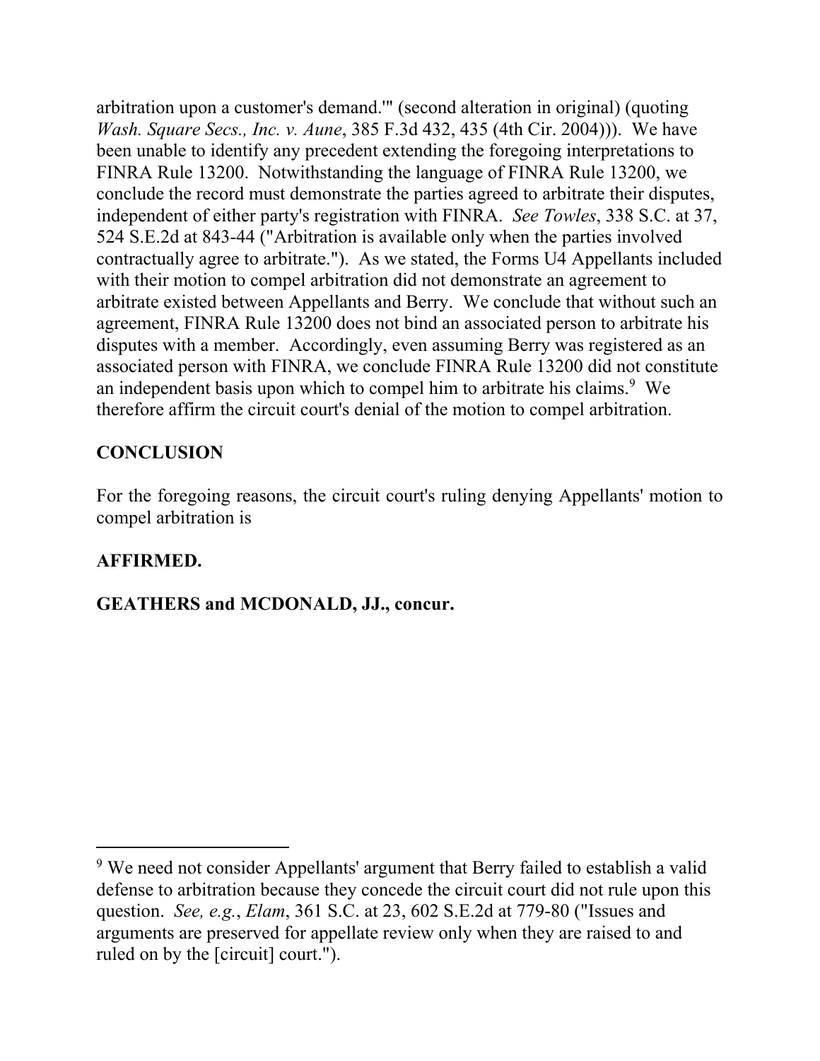arbitration upon a customer's demand.'" (second alteration in original) (quoting *Wash. Square Secs., Inc. v. Aune*, 385 F.3d 432, 435 (4th Cir. 2004))). We have been unable to identify any precedent extending the foregoing interpretations to FINRA Rule 13200. Notwithstanding the language of FINRA Rule 13200, we conclude the record must demonstrate the parties agreed to arbitrate their disputes, independent of either party's registration with FINRA. *See Towles*, 338 S.C. at 37, 524 S.E.2d at 843-44 ("Arbitration is available only when the parties involved contractually agree to arbitrate."). As we stated, the Forms U4 Appellants included with their motion to compel arbitration did not demonstrate an agreement to arbitrate existed between Appellants and Berry. We conclude that without such an agreement, FINRA Rule 13200 does not bind an associated person to arbitrate his disputes with a member. Accordingly, even assuming Berry was registered as an associated person with FINRA, we conclude FINRA Rule 13200 did not constitute an independent basis upon which to compel him to arbitrate his claims.[9] We therefore affirm the circuit court's denial of the motion to compel arbitration.

**CONCLUSION**

For the foregoing reasons, the circuit court's ruling denying Appellants' motion to compel arbitration is

**AFFIRMED.**

**GEATHERS and MCDONALD, JJ., concur.**

---

[9] We need not consider Appellants' argument that Berry failed to establish a valid defense to arbitration because they concede the circuit court did not rule upon this question. *See, e.g.*, *Elam*, 361 S.C. at 23, 602 S.E.2d at 779-80 ("Issues and arguments are preserved for appellate review only when they are raised to and ruled on by the [circuit] court.").